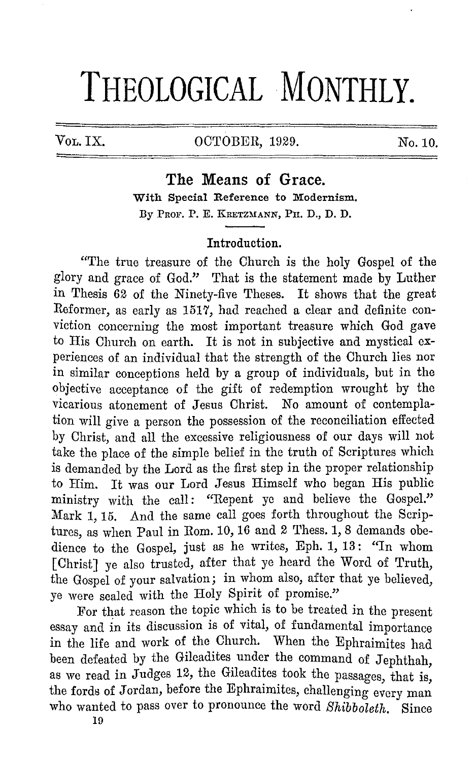# THEOLOGICAL MONTHLY.

VOL. IX. OCTOBER, 1929. No. 10.

## The Means of Grace.

**With Special Reference to Modernism.**

By PROF. P. E. KRETZMANN, PH. D., D. D.

### Introduction.

"The true treasure of the Church is the holy Gospel of the glory and grace of God." That is the statement made by Luther in Thesis 62 of the Ninety-five Theses. It shows that the great Reformer, as early as 1517, had reached a clear and definite conviction concerning the most important treasure which God gave to His Church on earth. It is not in subjective and mystical experiences of an individual that the strength of the Church lies nor in similar conceptions held by a group of individuals, but in the objective acceptance of the gift of redemption wrought by the vicarious atonement of Jesus Christ. No amount of contemplation will give a person the possession of the reconciliation effected by Christ, and all the excessive religiousness of our days will not take the place of the simple belief in the truth of Scriptures which is demanded by the Lord as the first step in the proper relationship to Him. It was our Lord Jesus Himself who began His public ministry with the call: "Repent ye and believe the Gospel." Mark 1, 15. And the same call goes forth throughout the Scriptures, as when Paul in Rom. 10, 16 and 2 Thess. 1, 8 demands obedience to the Gospel, just as he writes, Eph. 1, 13: "In whom [Christ] ye also trusted, after that ye heard the Word of Truth, the Gospel of your salvation; in whom also, after that ye believed, ye were sealed with the Holy Spirit of promise."

For that reason the topic which is to be treated in the present essay and in its discussion is of vital, of fundamental importance in the life and work of the Church. When the Ephraimites had been defeated by the Gileadites under the command of Jephthah, as we read in Judges 12, the Gileadites took the passages, that is, the fords of Jordan, before the Ephraimites, challenging every man who wanted to pass over to pronounce the word *Shibboleth*. Since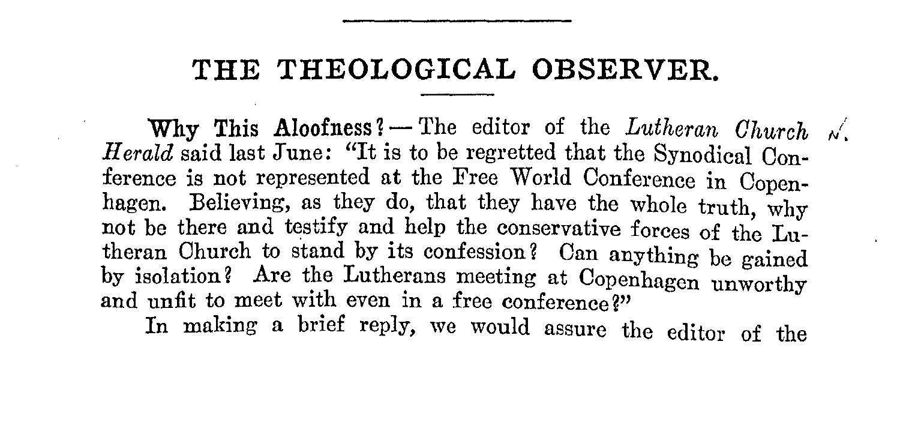# THE THEOLOGICAL OBSERVER.

**Why This Aloofness?** — The editor of the *Lutheran Church Herald* said last June: "It is to be regretted that the Synodical Conference is not represented at the Free World Conference in Copenhagen. Believing, as they do, that they have the whole truth, why not be there and testify and help the conservative forces of the Lutheran Church to stand by its confession? Can anything be gained by isolation? Are the Lutherans meeting at Copenhagen unworthy and unfit to meet with even in a free conference?"

In making a brief reply, we would assure the editor of the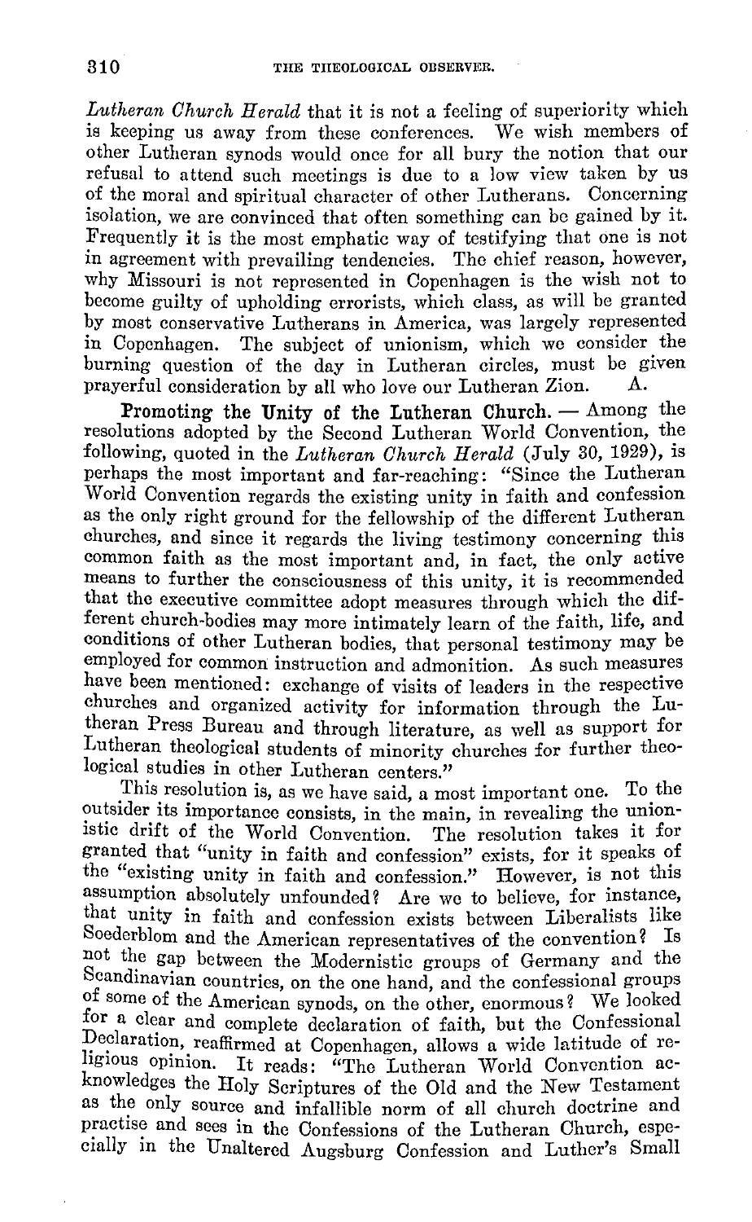*Lutheran Church Herald* that it is not a feeling of superiority which is keeping us away from these conferences. We wish members of other Lutheran synods would once for all bury the notion that our refusal to attend such meetings is due to a low view taken by us of the moral and spiritual character of other Lutherans. Concerning isolation, we are convinced that often something can be gained by it. Frequently it is the most emphatic way of testifying that one is not in agreement with prevailing tendencies. The chief reason, however, why Missouri is not represented in Copenhagen is the wish not to become guilty of upholding errorists, which class, as will be granted by most conservative Lutherans in America, was largely represented in Copenhagen. The subject of unionism, which we consider the burning question of the day in Lutheran circles, must be given prayerful consideration by all who love our Lutheran Zion. A.

**Promoting the Unity of the Lutheran Church.** — Among the resolutions adopted by the Second Lutheran World Convention, the following, quoted in the *Lutheran Church Herald* (July 30, 1929), is perhaps the most important and far-reaching: "Since the Lutheran World Convention regards the existing unity in faith and confession as the only right ground for the fellowship of the different Lutheran churches, and since it regards the living testimony concerning this common faith as the most important and, in fact, the only active means to further the consciousness of this unity, it is recommended that the executive committee adopt measures through which the different church-bodies may more intimately learn of the faith, life, and conditions of other Lutheran bodies, that personal testimony may be employed for common instruction and admonition. As such measures have been mentioned: exchange of visits of leaders in the respective churches and organized activity for information through the Lutheran Press Bureau and through literature, as well as support for Lutheran theological students of minority churches for further theological studies in other Lutheran centers."

This resolution is, as we have said, a most important one. To the outsider its importance consists, in the main, in revealing the unionistic drift of the World Convention. The resolution takes it for granted that "unity in faith and confession" exists, for it speaks of the "existing unity in faith and confession." However, is not this assumption absolutely unfounded? Are we to believe, for instance, that unity in faith and confession exists between Liberalists like Soederblom and the American representatives of the convention? Is not the gap between the Modernistic groups of Germany and the Scandinavian countries, on the one hand, and the confessional groups of some of the American synods, on the other, enormous? We looked for a clear and complete declaration of faith, but the Confessional Declaration, reaffirmed at Copenhagen, allows a wide latitude of religious opinion. It reads: "The Lutheran World Convention acknowledges the Holy Scriptures of the Old and the New Testament as the only source and infallible norm of all church doctrine and practise and sees in the Confessions of the Lutheran Church, especially in the Unaltered Augsburg Confession and Luther's Small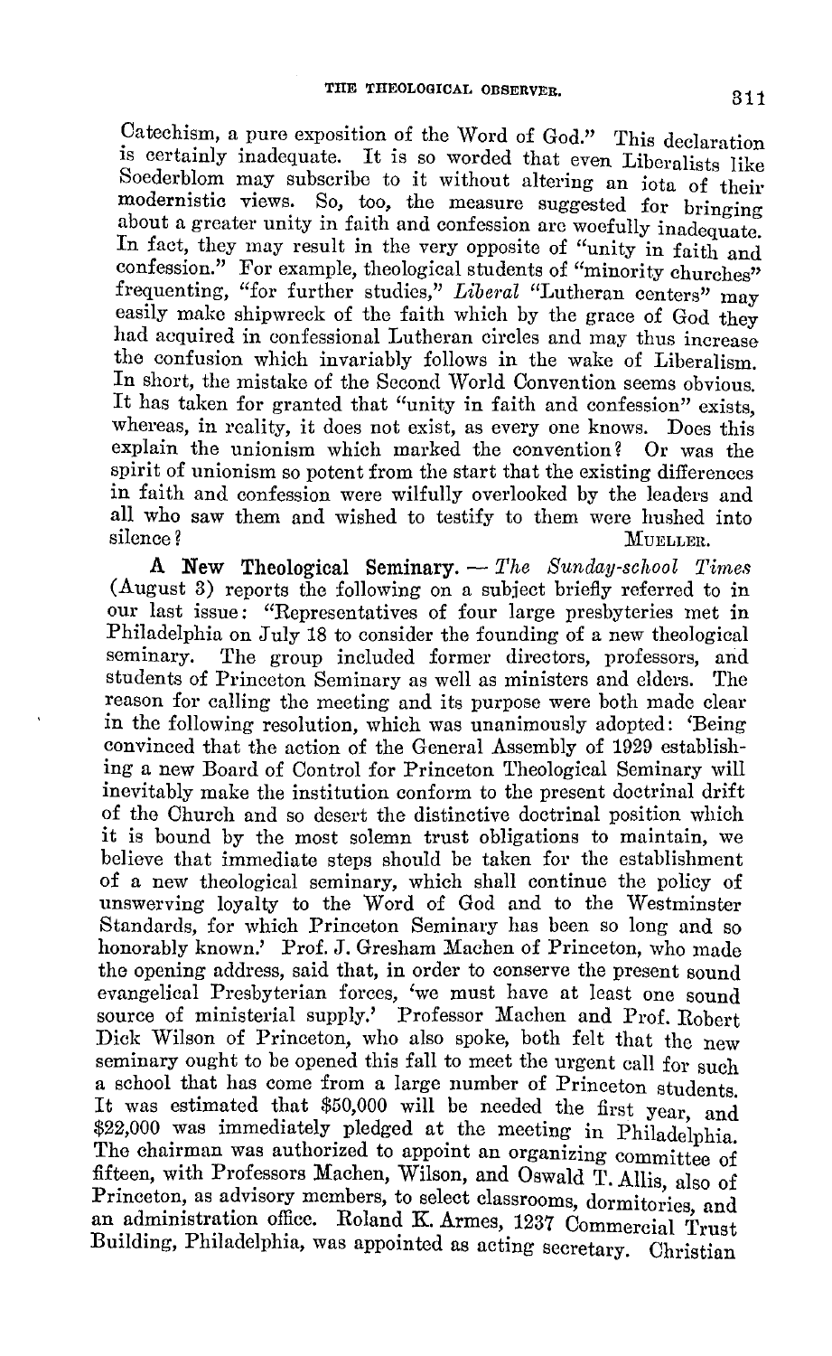Catechism, a pure exposition of the Word of God." This declaration is certainly inadequate. It is so worded that even Liberalists like Soederblom may subscribe to it without altering an iota of their modernistic views. So, too, the measure suggested for bringing about a greater unity in faith and confession are woefully inadequate. In fact, they may result in the very opposite of "unity in faith and confession." For example, theological students of "minority churches" frequenting, "for further studies," *Liberal* "Lutheran centers" may easily make shipwreck of the faith which by the grace of God they had acquired in confessional Lutheran circles and may thus increase the confusion which invariably follows in the wake of Liberalism. In short, the mistake of the Second World Convention seems obvious. It has taken for granted that "unity in faith and confession" exists, whereas, in reality, it does not exist, as every one knows. Does this explain the unionism which marked the convention? Or was the spirit of unionism so potent from the start that the existing differences in faith and confession were wilfully overlooked by the leaders and all who saw them and wished to testify to them were hushed into silence?

MUELLER.

**A New Theological Seminary.** — *The Sunday-school Times* (August 3) reports the following on a subject briefly referred to in our last issue: "Representatives of four large presbyteries met in Philadelphia on July 18 to consider the founding of a new theological seminary. The group included former directors, professors, and students of Princeton Seminary as well as ministers and elders. The reason for calling the meeting and its purpose were both made clear in the following resolution, which was unanimously adopted: 'Being convinced that the action of the General Assembly of 1929 establishing a new Board of Control for Princeton Theological Seminary will inevitably make the institution conform to the present doctrinal drift of the Church and so desert the distinctive doctrinal position which it is bound by the most solemn trust obligations to maintain, we believe that immediate steps should be taken for the establishment of a new theological seminary, which shall continue the policy of unswerving loyalty to the Word of God and to the Westminster Standards, for which Princeton Seminary has been so long and so honorably known.' Prof. J. Gresham Machen of Princeton, who made the opening address, said that, in order to conserve the present sound evangelical Presbyterian forces, 'we must have at least one sound source of ministerial supply.' Professor Machen and Prof. Robert Dick Wilson of Princeton, who also spoke, both felt that the new seminary ought to be opened this fall to meet the urgent call for such a school that has come from a large number of Princeton students. It was estimated that \$50,000 will be needed the first year, and \$22,000 was immediately pledged at the meeting in Philadelphia. The chairman was authorized to appoint an organizing committee of fifteen, with Professors Machen, Wilson, and Oswald T. Allis, also of Princeton, as advisory members, to select classrooms, dormitories, and an administration office. Roland K. Armes, 1237 Commercial Trust Building, Philadelphia, was appointed as acting secretary. Christian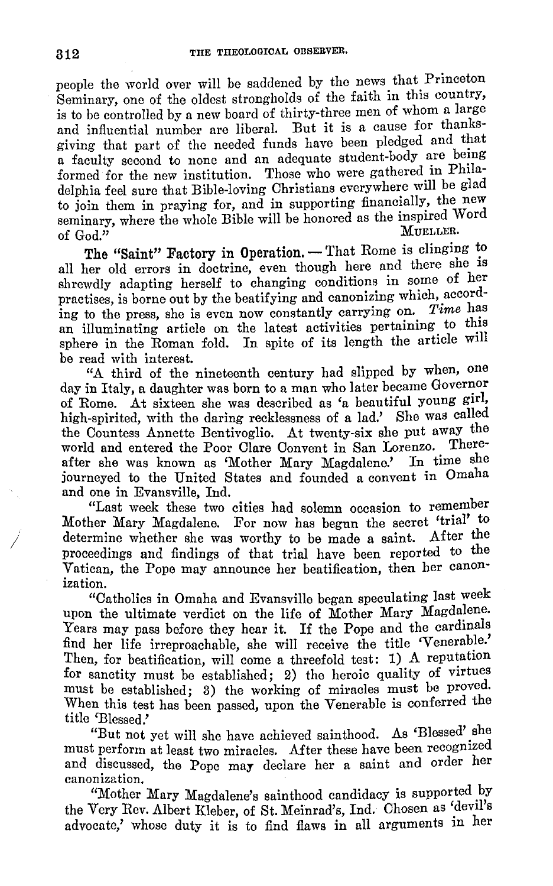people the world over will be saddened by the news that Princeton Seminary, one of the oldest strongholds of the faith in this country, is to be controlled by a new board of thirty-three men of whom a large and influential number are liberal. But it is a cause for thanksgiving that part of the needed funds have been pledged and that a faculty second to none and an adequate student-body are being formed for the new institution. Those who were gathered in Philadelphia feel sure that Bible-loving Christians everywhere will be glad to join them in praying for, and in supporting financially, the new seminary, where the whole Bible will be honored as the inspired Word of God."

MUELLER.

**The "Saint" Factory in Operation.** — That Rome is clinging to all her old errors in doctrine, even though here and there she is shrewdly adapting herself to changing conditions in some of her practises, is borne out by the beatifying and canonizing which, according to the press, she is even now constantly carrying on. *Time* has an illuminating article on the latest activities pertaining to this sphere in the Roman fold. In spite of its length the article will be read with interest.

"A third of the nineteenth century had slipped by when, one day in Italy, a daughter was born to a man who later became Governor of Rome. At sixteen she was described as 'a beautiful young girl, high-spirited, with the daring recklessness of a lad.' She was called the Countess Annette Bentivoglio. At twenty-six she put away the world and entered the Poor Clare Convent in San Lorenzo. Thereafter she was known as 'Mother Mary Magdalene.' In time she journeyed to the United States and founded a convent in Omaha and one in Evansville, Ind.

"Last week these two cities had solemn occasion to remember Mother Mary Magdalene. For now has begun the secret 'trial' to determine whether she was worthy to be made a saint. After the proceedings and findings of that trial have been reported to the Vatican, the Pope may announce her beatification, then her canonization.

"Catholics in Omaha and Evansville began speculating last week upon the ultimate verdict on the life of Mother Mary Magdalene. Years may pass before they hear it. If the Pope and the cardinals find her life irreproachable, she will receive the title 'Venerable.' Then, for beatification, will come a threefold test: 1) A reputation for sanctity must be established; 2) the heroic quality of virtues must be established; 3) the working of miracles must be proved. When this test has been passed, upon the Venerable is conferred the title 'Blessed.'

"But not yet will she have achieved sainthood. As 'Blessed' she must perform at least two miracles. After these have been recognized and discussed, the Pope may declare her a saint and order her canonization.

"Mother Mary Magdalene's sainthood candidacy is supported by the Very Rev. Albert Kleber, of St. Meinrad's, Ind. Chosen as 'devil's advocate,' whose duty it is to find flaws in all arguments in her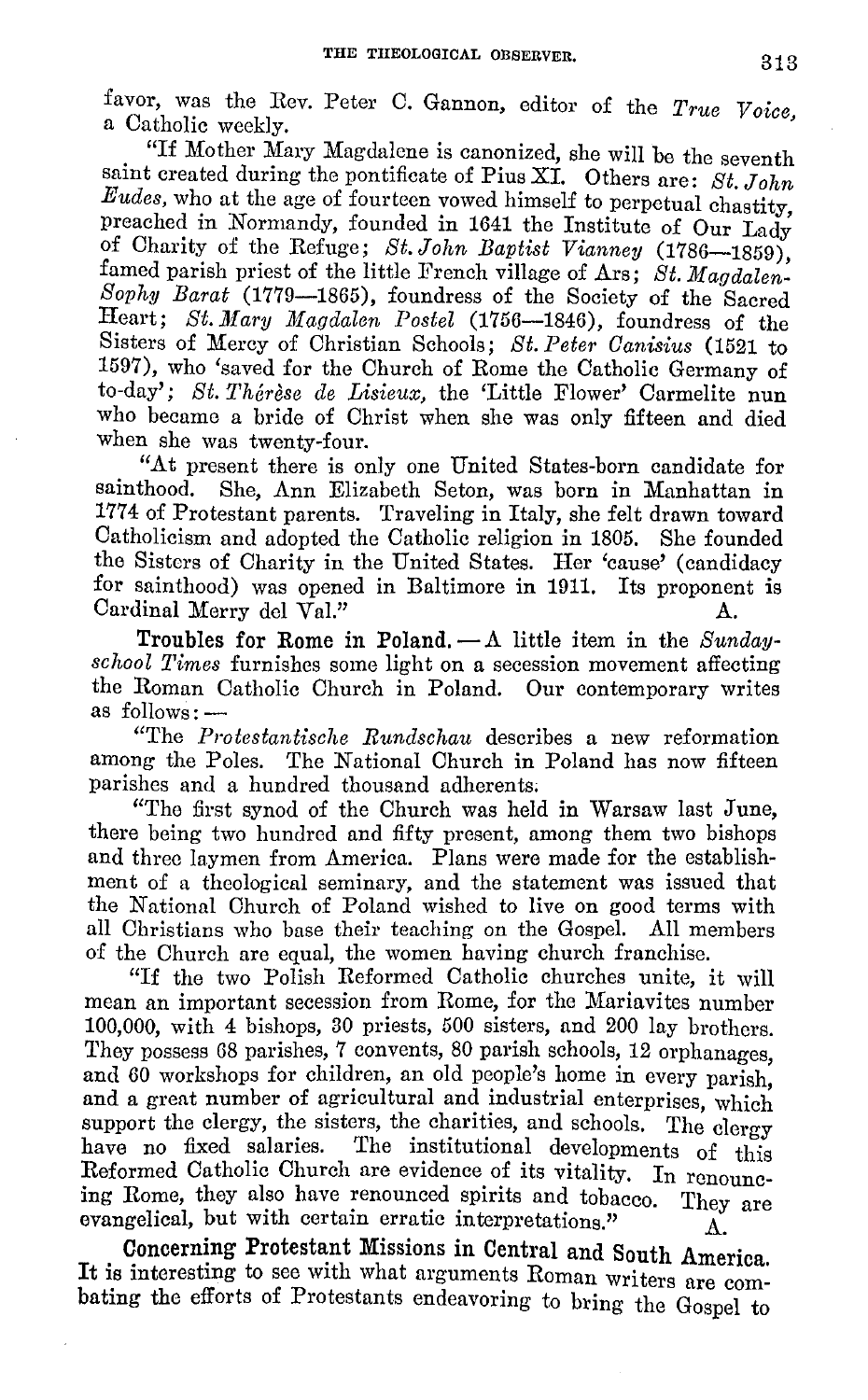favor, was the Rev. Peter C. Gannon, editor of the *True Voice*, a Catholic weekly.

"If Mother Mary Magdalene is canonized, she will be the seventh saint created during the pontificate of Pius XI. Others are: *St. John Eudes*, who at the age of fourteen vowed himself to perpetual chastity, preached in Normandy, founded in 1641 the Institute of Our Lady of Charity of the Refuge; *St. John Baptist Vianney* (1786—1859), famed parish priest of the little French village of Ars; *St. Magdalen-Sophy Barat* (1779—1865), foundress of the Society of the Sacred Heart; *St. Mary Magdalen Postel* (1756—1846), foundress of the Sisters of Mercy of Christian Schools; *St. Peter Canisius* (1521 to 1597), who 'saved for the Church of Rome the Catholic Germany of to-day'; *St. Thérèse de Lisieux*, the 'Little Flower' Carmelite nun who became a bride of Christ when she was only fifteen and died when she was twenty-four.

"At present there is only one United States-born candidate for sainthood. She, Ann Elizabeth Seton, was born in Manhattan in 1774 of Protestant parents. Traveling in Italy, she felt drawn toward Catholicism and adopted the Catholic religion in 1805. She founded the Sisters of Charity in the United States. Her 'cause' (candidacy for sainthood) was opened in Baltimore in 1911. Its proponent is Cardinal Merry del Val." A.

**Troubles for Rome in Poland.** — A little item in the *Sunday-school Times* furnishes some light on a secession movement affecting the Roman Catholic Church in Poland. Our contemporary writes as follows: —

"The *Protestantische Rundschau* describes a new reformation among the Poles. The National Church in Poland has now fifteen parishes and a hundred thousand adherents.

"The first synod of the Church was held in Warsaw last June, there being two hundred and fifty present, among them two bishops and three laymen from America. Plans were made for the establishment of a theological seminary, and the statement was issued that the National Church of Poland wished to live on good terms with all Christians who base their teaching on the Gospel. All members of the Church are equal, the women having church franchise.

"If the two Polish Reformed Catholic churches unite, it will mean an important secession from Rome, for the Mariavites number 100,000, with 4 bishops, 30 priests, 500 sisters, and 200 lay brothers. They possess 68 parishes, 7 convents, 80 parish schools, 12 orphanages, and 60 workshops for children, an old people's home in every parish, and a great number of agricultural and industrial enterprises, which support the clergy, the sisters, the charities, and schools. The clergy have no fixed salaries. The institutional developments of this Reformed Catholic Church are evidence of its vitality. In renouncing Rome, they also have renounced spirits and tobacco. They are evangelical, but with certain erratic interpretations." A.

**Concerning Protestant Missions in Central and South America.** It is interesting to see with what arguments Roman writers are combating the efforts of Protestants endeavoring to bring the Gospel to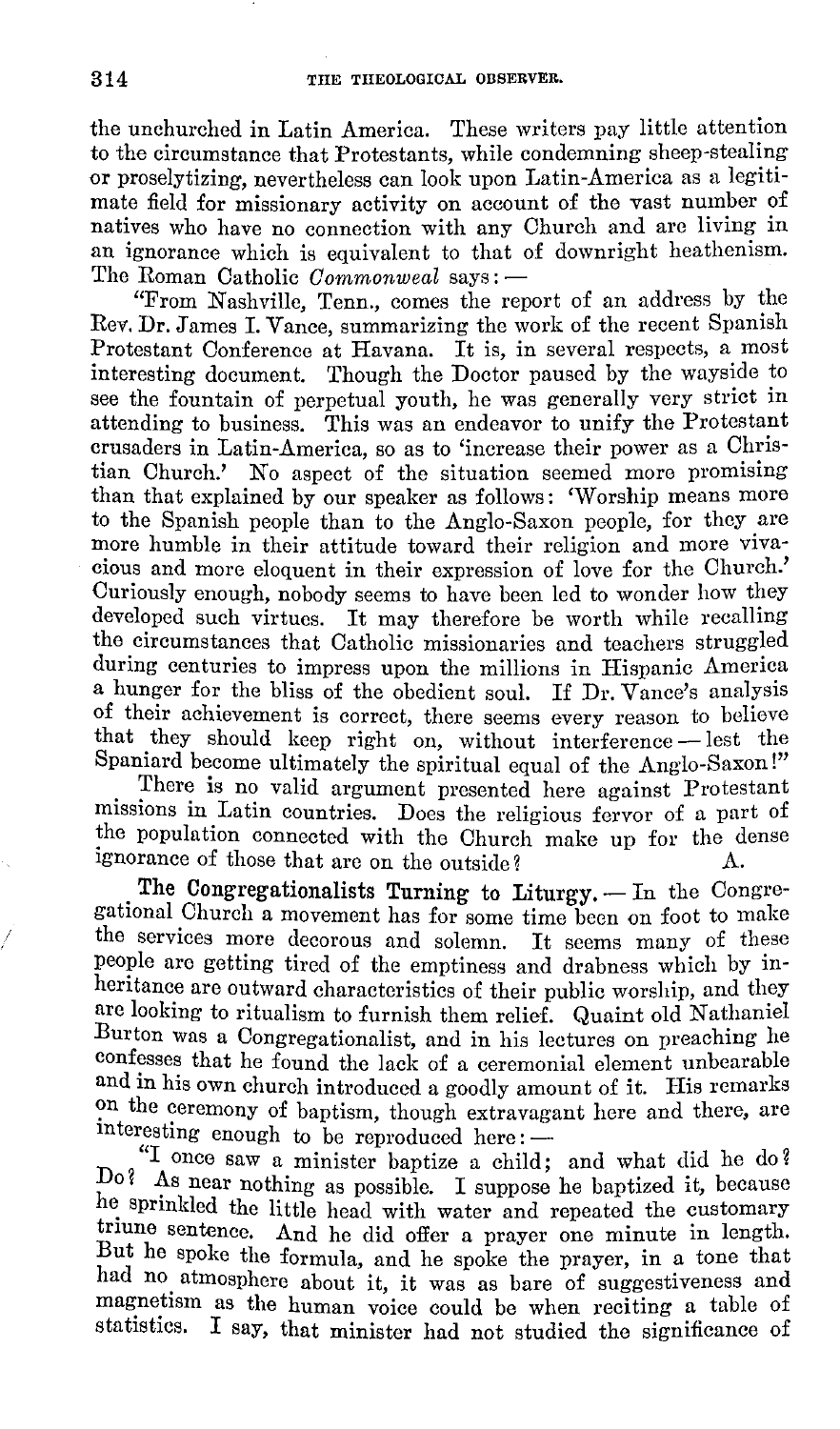the unchurched in Latin America. These writers pay little attention to the circumstance that Protestants, while condemning sheep-stealing or proselytizing, nevertheless can look upon Latin-America as a legitimate field for missionary activity on account of the vast number of natives who have no connection with any Church and are living in an ignorance which is equivalent to that of downright heathenism. The Roman Catholic *Commonweal* says: —

"From Nashville, Tenn., comes the report of an address by the Rev. Dr. James I. Vance, summarizing the work of the recent Spanish Protestant Conference at Havana. It is, in several respects, a most interesting document. Though the Doctor paused by the wayside to see the fountain of perpetual youth, he was generally very strict in attending to business. This was an endeavor to unify the Protestant crusaders in Latin-America, so as to 'increase their power as a Christian Church.' No aspect of the situation seemed more promising than that explained by our speaker as follows: 'Worship means more to the Spanish people than to the Anglo-Saxon people, for they are more humble in their attitude toward their religion and more vivacious and more eloquent in their expression of love for the Church.' Curiously enough, nobody seems to have been led to wonder how they developed such virtues. It may therefore be worth while recalling the circumstances that Catholic missionaries and teachers struggled during centuries to impress upon the millions in Hispanic America a hunger for the bliss of the obedient soul. If Dr. Vance's analysis of their achievement is correct, there seems every reason to believe that they should keep right on, without interference — lest the Spaniard become ultimately the spiritual equal of the Anglo-Saxon!"

There is no valid argument presented here against Protestant missions in Latin countries. Does the religious fervor of a part of the population connected with the Church make up for the dense ignorance of those that are on the outside? A.

**The Congregationalists Turning to Liturgy.** — In the Congregational Church a movement has for some time been on foot to make the services more decorous and solemn. It seems many of these people are getting tired of the emptiness and drabness which by inheritance are outward characteristics of their public worship, and they are looking to ritualism to furnish them relief. Quaint old Nathaniel Burton was a Congregationalist, and in his lectures on preaching he confesses that he found the lack of a ceremonial element unbearable and in his own church introduced a goodly amount of it. His remarks on the ceremony of baptism, though extravagant here and there, are interesting enough to be reproduced here: —

"I once saw a minister baptize a child; and what did he do? Do? As near nothing as possible. I suppose he baptized it, because he sprinkled the little head with water and repeated the customary triune sentence. And he did offer a prayer one minute in length. But he spoke the formula, and he spoke the prayer, in a tone that had no atmosphere about it, it was as bare of suggestiveness and magnetism as the human voice could be when reciting a table of statistics. I say, that minister had not studied the significance of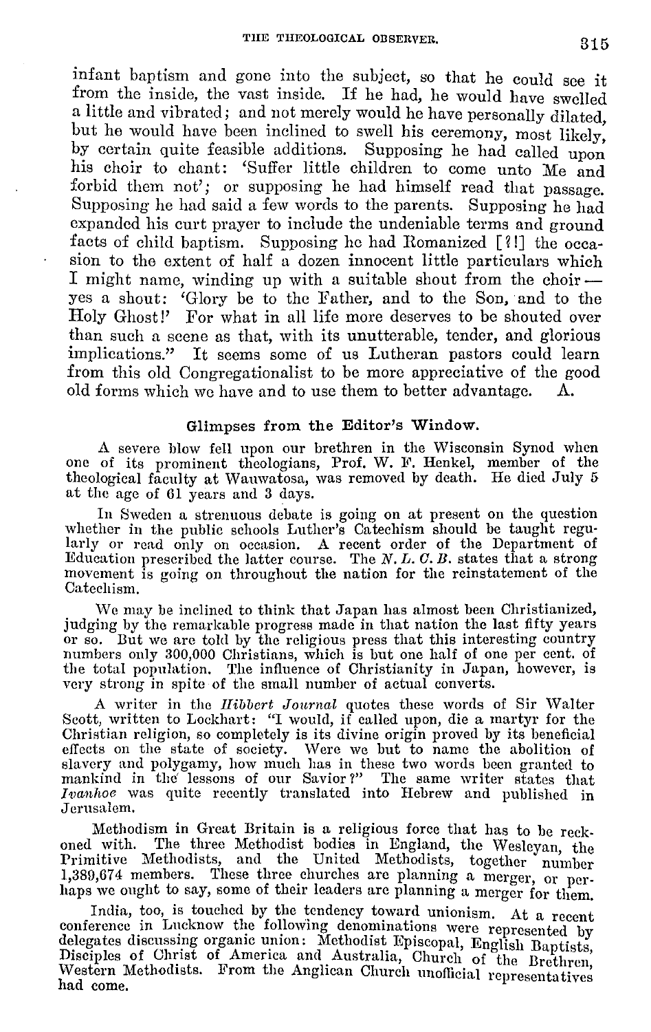infant baptism and gone into the subject, so that he could see it from the inside, the vast inside. If he had, he would have swelled a little and vibrated; and not merely would he have personally dilated, but he would have been inclined to swell his ceremony, most likely, by certain quite feasible additions. Supposing he had called upon his choir to chant: 'Suffer little children to come unto Me and forbid them not'; or supposing he had himself read that passage. Supposing he had said a few words to the parents. Supposing he had expanded his curt prayer to include the undeniable terms and ground facts of child baptism. Supposing he had Romanized [?!] the occasion to the extent of half a dozen innocent little particulars which I might name, winding up with a suitable shout from the choir — yes a shout: 'Glory be to the Father, and to the Son, and to the Holy Ghost!' For what in all life more deserves to be shouted over than such a scene as that, with its unutterable, tender, and glorious implications." It seems some of us Lutheran pastors could learn from this old Congregationalist to be more appreciative of the good old forms which we have and to use them to better advantage. A.

## Glimpses from the Editor's Window.

A severe blow fell upon our brethren in the Wisconsin Synod when one of its prominent theologians, Prof. W. F. Henkel, member of the theological faculty at Wauwatosa, was removed by death. He died July 5 at the age of 61 years and 3 days.

In Sweden a strenuous debate is going on at present on the question whether in the public schools Luther's Catechism should be taught regularly or read only on occasion. A recent order of the Department of Education prescribed the latter course. The *N. L. C. B.* states that a strong movement is going on throughout the nation for the reinstatement of the Catechism.

We may be inclined to think that Japan has almost been Christianized, judging by the remarkable progress made in that nation the last fifty years or so. But we are told by the religious press that this interesting country numbers only 300,000 Christians, which is but one half of one per cent. of the total population. The influence of Christianity in Japan, however, is very strong in spite of the small number of actual converts.

A writer in the *Hibbert Journal* quotes these words of Sir Walter Scott, written to Lockhart: "I would, if called upon, die a martyr for the Christian religion, so completely is its divine origin proved by its beneficial effects on the state of society. Were we but to name the abolition of slavery and polygamy, how much has in these two words been granted to mankind in the lessons of our Savior?" The same writer states that *Ivanhoe* was quite recently translated into Hebrew and published in Jerusalem.

Methodism in Great Britain is a religious force that has to be reckoned with. The three Methodist bodies in England, the Wesleyan, the Primitive Methodists, and the United Methodists, together number 1,389,674 members. These three churches are planning a merger, or perhaps we ought to say, some of their leaders are planning a merger for them.

India, too, is touched by the tendency toward unionism. At a recent conference in Lucknow the following denominations were represented by delegates discussing organic union: Methodist Episcopal, English Baptists, Disciples of Christ of America and Australia, Church of the Brethren, Western Methodists. From the Anglican Church unofficial representatives had come.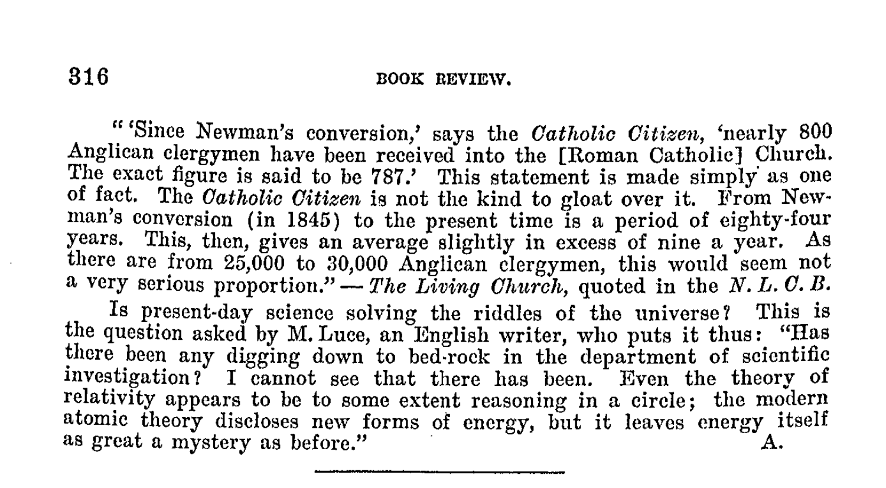"'Since Newman's conversion,' says the *Catholic Citizen*, 'nearly 800 Anglican clergymen have been received into the [Roman Catholic] Church. The exact figure is said to be 787.' This statement is made simply as one of fact. The *Catholic Citizen* is not the kind to gloat over it. From Newman's conversion (in 1845) to the present time is a period of eighty-four years. This, then, gives an average slightly in excess of nine a year. As there are from 25,000 to 30,000 Anglican clergymen, this would seem not a very serious proportion." — *The Living Church*, quoted in the *N. L. C. B.*

Is present-day science solving the riddles of the universe? This is the question asked by M. Luce, an English writer, who puts it thus: "Has there been any digging down to bed-rock in the department of scientific investigation? I cannot see that there has been. Even the theory of relativity appears to be to some extent reasoning in a circle; the modern atomic theory discloses new forms of energy, but it leaves energy itself as great a mystery as before." A.

---